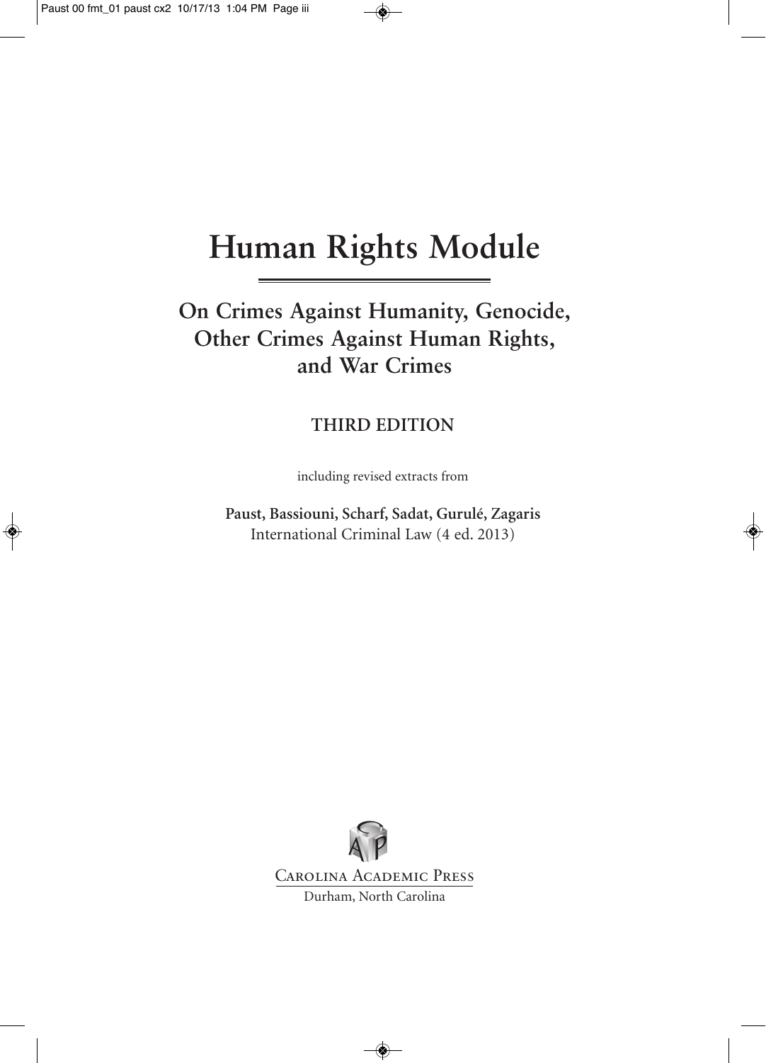# Human Rights Module

## On Crimes Against Humanity, Genocide, Other Crimes Against Human Rights, and War Crimes

**THIRD EDITION**

including revised extracts from

**Paust, Bassiouni, Scharf, Sadat, Gurulé, Zagaris**
International Criminal Law (4 ed. 2013)

Carolina Academic Press
Durham, North Carolina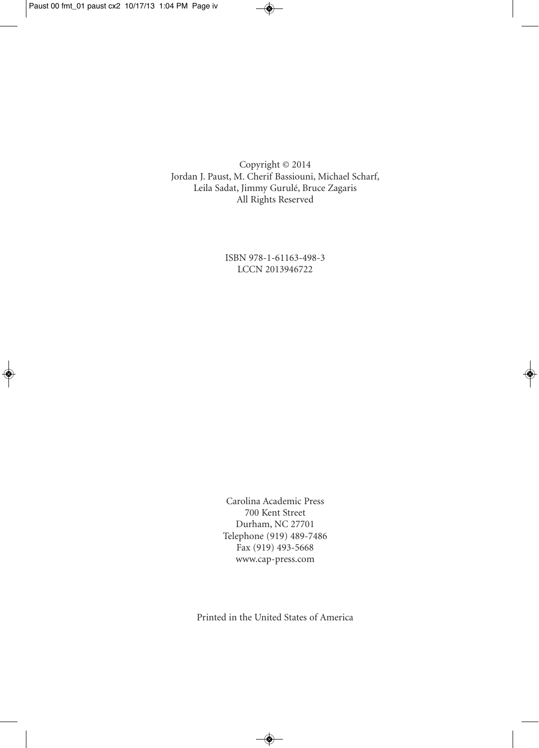Copyright © 2014
Jordan J. Paust, M. Cherif Bassiouni, Michael Scharf,
Leila Sadat, Jimmy Gurulé, Bruce Zagaris
All Rights Reserved

ISBN 978-1-61163-498-3
LCCN 2013946722

Carolina Academic Press
700 Kent Street
Durham, NC 27701
Telephone (919) 489-7486
Fax (919) 493-5668
www.cap-press.com

Printed in the United States of America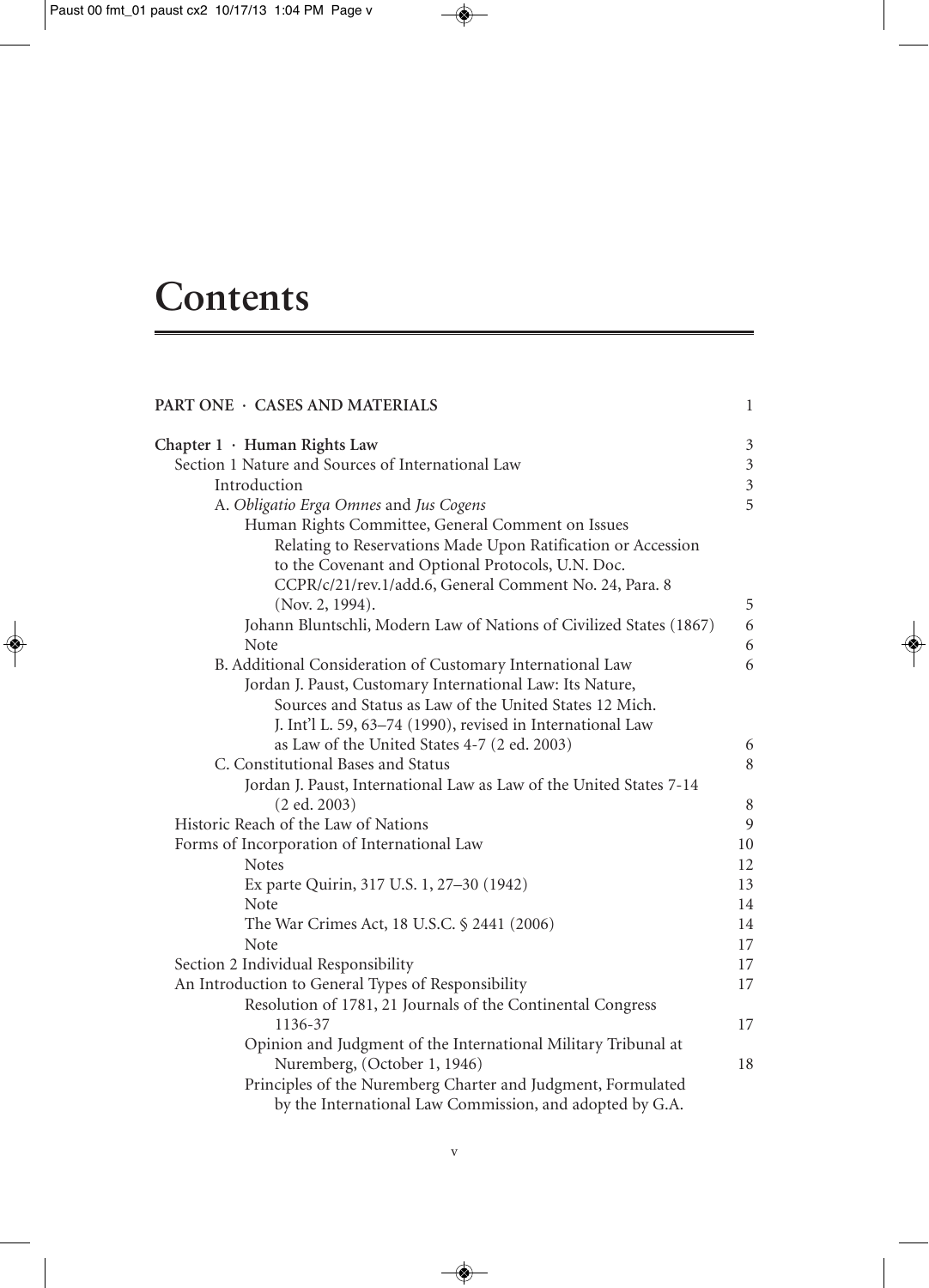# Contents

| | |
|---|---|
| **PART ONE · CASES AND MATERIALS** | 1 |
| **Chapter 1 · Human Rights Law** | 3 |
| Section 1 Nature and Sources of International Law | 3 |
| Introduction | 3 |
| A. *Obligatio Erga Omnes* and *Jus Cogens* | 5 |
| Human Rights Committee, General Comment on Issues Relating to Reservations Made Upon Ratification or Accession to the Covenant and Optional Protocols, U.N. Doc. CCPR/c/21/rev.1/add.6, General Comment No. 24, Para. 8 (Nov. 2, 1994). | 5 |
| Johann Bluntschli, Modern Law of Nations of Civilized States (1867) | 6 |
| Note | 6 |
| B. Additional Consideration of Customary International Law | 6 |
| Jordan J. Paust, Customary International Law: Its Nature, Sources and Status as Law of the United States 12 Mich. J. Int'l L. 59, 63–74 (1990), revised in International Law as Law of the United States 4-7 (2 ed. 2003) | 6 |
| C. Constitutional Bases and Status | 8 |
| Jordan J. Paust, International Law as Law of the United States 7-14 (2 ed. 2003) | 8 |
| Historic Reach of the Law of Nations | 9 |
| Forms of Incorporation of International Law | 10 |
| Notes | 12 |
| Ex parte Quirin, 317 U.S. 1, 27–30 (1942) | 13 |
| Note | 14 |
| The War Crimes Act, 18 U.S.C. § 2441 (2006) | 14 |
| Note | 17 |
| Section 2 Individual Responsibility | 17 |
| An Introduction to General Types of Responsibility | 17 |
| Resolution of 1781, 21 Journals of the Continental Congress 1136-37 | 17 |
| Opinion and Judgment of the International Military Tribunal at Nuremberg, (October 1, 1946) | 18 |
| Principles of the Nuremberg Charter and Judgment, Formulated by the International Law Commission, and adopted by G.A. | |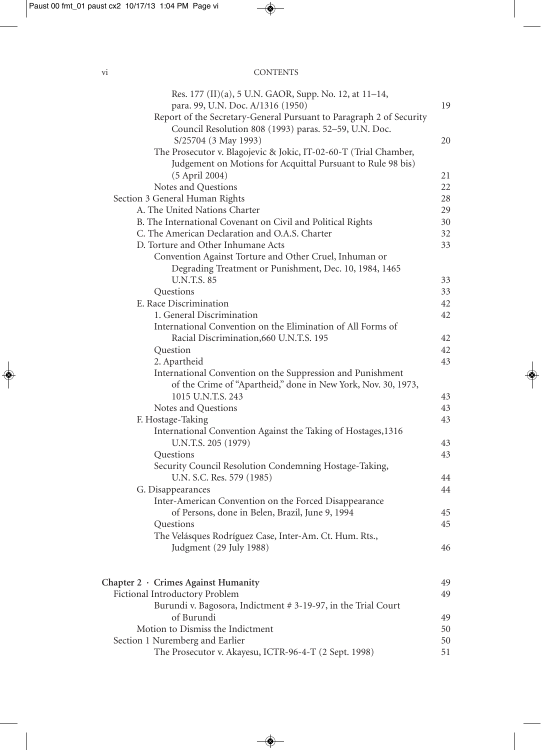Res. 177 (II)(a), 5 U.N. GAOR, Supp. No. 12, at 11–14, para. 99, U.N. Doc. A/1316 (1950) 19

Report of the Secretary-General Pursuant to Paragraph 2 of Security Council Resolution 808 (1993) paras. 52–59, U.N. Doc. S/25704 (3 May 1993) 20

The Prosecutor v. Blagojevic & Jokic, IT-02-60-T (Trial Chamber, Judgement on Motions for Acquittal Pursuant to Rule 98 bis) (5 April 2004) 21

Notes and Questions 22

Section 3 General Human Rights 28

A. The United Nations Charter 29

B. The International Covenant on Civil and Political Rights 30

C. The American Declaration and O.A.S. Charter 32

D. Torture and Other Inhumane Acts 33

Convention Against Torture and Other Cruel, Inhuman or Degrading Treatment or Punishment, Dec. 10, 1984, 1465 U.N.T.S. 85 33

Questions 33

E. Race Discrimination 42

1. General Discrimination 42

International Convention on the Elimination of All Forms of Racial Discrimination,660 U.N.T.S. 195 42

Question 42

2. Apartheid 43

International Convention on the Suppression and Punishment of the Crime of "Apartheid," done in New York, Nov. 30, 1973, 1015 U.N.T.S. 243 43

Notes and Questions 43

F. Hostage-Taking 43

International Convention Against the Taking of Hostages,1316 U.N.T.S. 205 (1979) 43

Questions 43

Security Council Resolution Condemning Hostage-Taking, U.N. S.C. Res. 579 (1985) 44

G. Disappearances 44

Inter-American Convention on the Forced Disappearance of Persons, done in Belen, Brazil, June 9, 1994 45

Questions 45

The Velásques Rodríguez Case, Inter-Am. Ct. Hum. Rts., Judgment (29 July 1988) 46

**Chapter 2 · Crimes Against Humanity** 49

Fictional Introductory Problem 49

Burundi v. Bagosora, Indictment # 3-19-97, in the Trial Court of Burundi 49

Motion to Dismiss the Indictment 50

Section 1 Nuremberg and Earlier 50

The Prosecutor v. Akayesu, ICTR-96-4-T (2 Sept. 1998) 51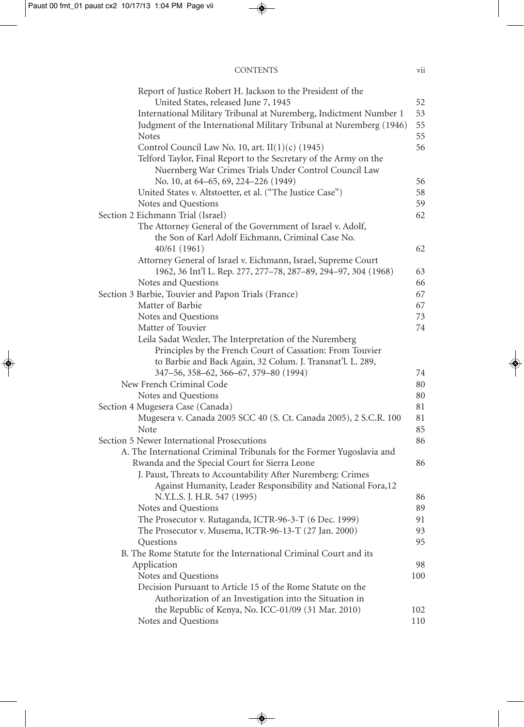CONTENTS

- Report of Justice Robert H. Jackson to the President of the United States, released June 7, 1945 — 52
- International Military Tribunal at Nuremberg, Indictment Number 1 — 53
- Judgment of the International Military Tribunal at Nuremberg (1946) — 55
- Notes — 55
- Control Council Law No. 10, art. II(1)(c) (1945) — 56
- Telford Taylor, Final Report to the Secretary of the Army on the Nuernberg War Crimes Trials Under Control Council Law No. 10, at 64–65, 69, 224–226 (1949) — 56
- United States v. Altstoetter, et al. ("The Justice Case") — 58
- Notes and Questions — 59

Section 2 Eichmann Trial (Israel) — 62

- The Attorney General of the Government of Israel v. Adolf, the Son of Karl Adolf Eichmann, Criminal Case No. 40/61 (1961) — 62
- Attorney General of Israel v. Eichmann, Israel, Supreme Court 1962, 36 Int'l L. Rep. 277, 277–78, 287–89, 294–97, 304 (1968) — 63
- Notes and Questions — 66

Section 3 Barbie, Touvier and Papon Trials (France) — 67

- Matter of Barbie — 67
- Notes and Questions — 73
- Matter of Touvier — 74
- Leila Sadat Wexler, The Interpretation of the Nuremberg Principles by the French Court of Cassation: From Touvier to Barbie and Back Again, 32 Colum. J. Transnat'l. L. 289, 347–56, 358–62, 366–67, 379–80 (1994) — 74

New French Criminal Code — 80

- Notes and Questions — 80

Section 4 Mugesera Case (Canada) — 81

- Mugesera v. Canada 2005 SCC 40 (S. Ct. Canada 2005), 2 S.C.R. 100 — 81
- Note — 85

Section 5 Newer International Prosecutions — 86

A. The International Criminal Tribunals for the Former Yugoslavia and Rwanda and the Special Court for Sierra Leone — 86

- J. Paust, Threats to Accountability After Nuremberg: Crimes Against Humanity, Leader Responsibility and National Fora,12 N.Y.L.S. J. H.R. 547 (1995) — 86
- Notes and Questions — 89
- The Prosecutor v. Rutaganda, ICTR-96-3-T (6 Dec. 1999) — 91
- The Prosecutor v. Musema, ICTR-96-13-T (27 Jan. 2000) — 93
- Questions — 95

B. The Rome Statute for the International Criminal Court and its Application — 98

- Notes and Questions — 100
- Decision Pursuant to Article 15 of the Rome Statute on the Authorization of an Investigation into the Situation in the Republic of Kenya, No. ICC-01/09 (31 Mar. 2010) — 102
- Notes and Questions — 110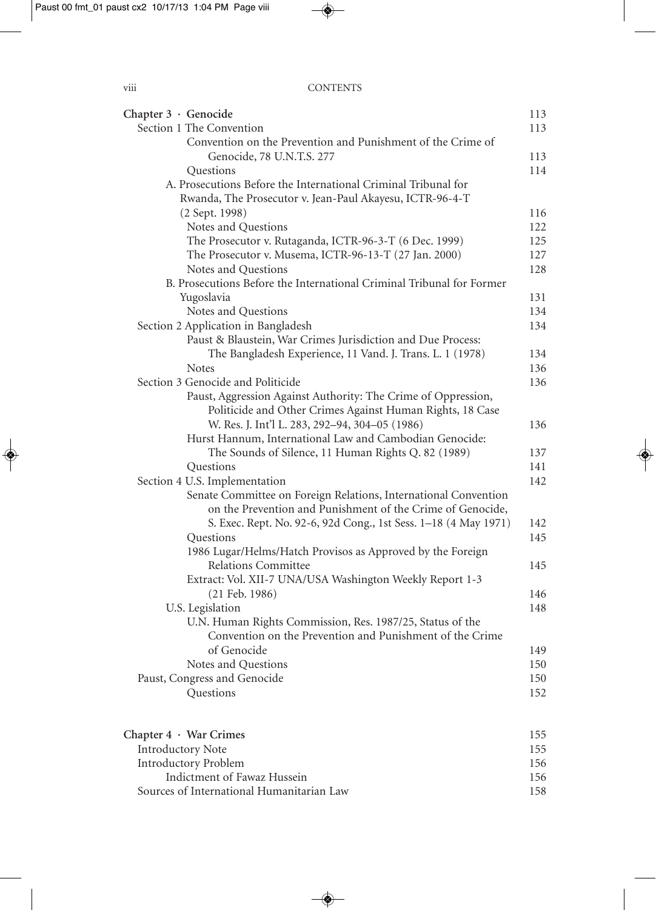**Chapter 3 · Genocide** 113

Section 1 The Convention 113

Convention on the Prevention and Punishment of the Crime of Genocide, 78 U.N.T.S. 277 113

Questions 114

A. Prosecutions Before the International Criminal Tribunal for Rwanda, The Prosecutor v. Jean-Paul Akayesu, ICTR-96-4-T (2 Sept. 1998) 116

Notes and Questions 122

The Prosecutor v. Rutaganda, ICTR-96-3-T (6 Dec. 1999) 125

The Prosecutor v. Musema, ICTR-96-13-T (27 Jan. 2000) 127

Notes and Questions 128

B. Prosecutions Before the International Criminal Tribunal for Former Yugoslavia 131

Notes and Questions 134

Section 2 Application in Bangladesh 134

Paust & Blaustein, War Crimes Jurisdiction and Due Process: The Bangladesh Experience, 11 Vand. J. Trans. L. 1 (1978) 134

Notes 136

Section 3 Genocide and Politicide 136

Paust, Aggression Against Authority: The Crime of Oppression, Politicide and Other Crimes Against Human Rights, 18 Case W. Res. J. Int'l L. 283, 292–94, 304–05 (1986) 136

Hurst Hannum, International Law and Cambodian Genocide: The Sounds of Silence, 11 Human Rights Q. 82 (1989) 137

Questions 141

Section 4 U.S. Implementation 142

Senate Committee on Foreign Relations, International Convention on the Prevention and Punishment of the Crime of Genocide, S. Exec. Rept. No. 92-6, 92d Cong., 1st Sess. 1–18 (4 May 1971) 142

Questions 145

1986 Lugar/Helms/Hatch Provisos as Approved by the Foreign Relations Committee 145

Extract: Vol. XII-7 UNA/USA Washington Weekly Report 1-3 (21 Feb. 1986) 146

U.S. Legislation 148

U.N. Human Rights Commission, Res. 1987/25, Status of the Convention on the Prevention and Punishment of the Crime of Genocide 149

Notes and Questions 150

Paust, Congress and Genocide 150

Questions 152

**Chapter 4 · War Crimes** 155

Introductory Note 155

Introductory Problem 156

Indictment of Fawaz Hussein 156

Sources of International Humanitarian Law 158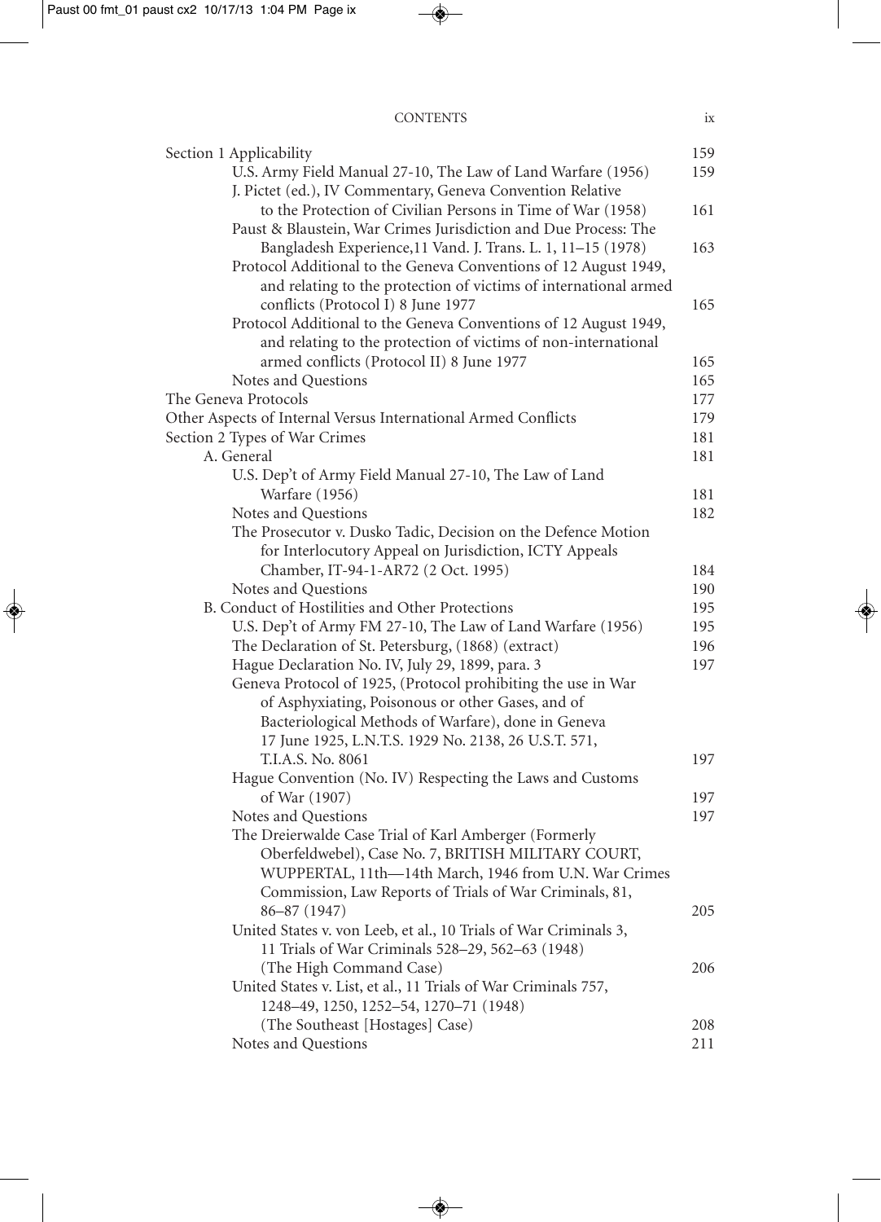| | |
|---|---|
| Section 1 Applicability | 159 |
| U.S. Army Field Manual 27-10, The Law of Land Warfare (1956) | 159 |
| J. Pictet (ed.), IV Commentary, Geneva Convention Relative to the Protection of Civilian Persons in Time of War (1958) | 161 |
| Paust & Blaustein, War Crimes Jurisdiction and Due Process: The Bangladesh Experience,11 Vand. J. Trans. L. 1, 11–15 (1978) | 163 |
| Protocol Additional to the Geneva Conventions of 12 August 1949, and relating to the protection of victims of international armed conflicts (Protocol I) 8 June 1977 | 165 |
| Protocol Additional to the Geneva Conventions of 12 August 1949, and relating to the protection of victims of non-international armed conflicts (Protocol II) 8 June 1977 | 165 |
| Notes and Questions | 165 |
| The Geneva Protocols | 177 |
| Other Aspects of Internal Versus International Armed Conflicts | 179 |
| Section 2 Types of War Crimes | 181 |
| A. General | 181 |
| U.S. Dep't of Army Field Manual 27-10, The Law of Land Warfare (1956) | 181 |
| Notes and Questions | 182 |
| The Prosecutor v. Dusko Tadic, Decision on the Defence Motion for Interlocutory Appeal on Jurisdiction, ICTY Appeals Chamber, IT-94-1-AR72 (2 Oct. 1995) | 184 |
| Notes and Questions | 190 |
| B. Conduct of Hostilities and Other Protections | 195 |
| U.S. Dep't of Army FM 27-10, The Law of Land Warfare (1956) | 195 |
| The Declaration of St. Petersburg, (1868) (extract) | 196 |
| Hague Declaration No. IV, July 29, 1899, para. 3 | 197 |
| Geneva Protocol of 1925, (Protocol prohibiting the use in War of Asphyxiating, Poisonous or other Gases, and of Bacteriological Methods of Warfare), done in Geneva 17 June 1925, L.N.T.S. 1929 No. 2138, 26 U.S.T. 571, T.I.A.S. No. 8061 | 197 |
| Hague Convention (No. IV) Respecting the Laws and Customs of War (1907) | 197 |
| Notes and Questions | 197 |
| The Dreierwalde Case Trial of Karl Amberger (Formerly Oberfeldwebel), Case No. 7, BRITISH MILITARY COURT, WUPPERTAL, 11th—14th March, 1946 from U.N. War Crimes Commission, Law Reports of Trials of War Criminals, 81, 86–87 (1947) | 205 |
| United States v. von Leeb, et al., 10 Trials of War Criminals 3, 11 Trials of War Criminals 528–29, 562–63 (1948) (The High Command Case) | 206 |
| United States v. List, et al., 11 Trials of War Criminals 757, 1248–49, 1250, 1252–54, 1270–71 (1948) (The Southeast [Hostages] Case) | 208 |
| Notes and Questions | 211 |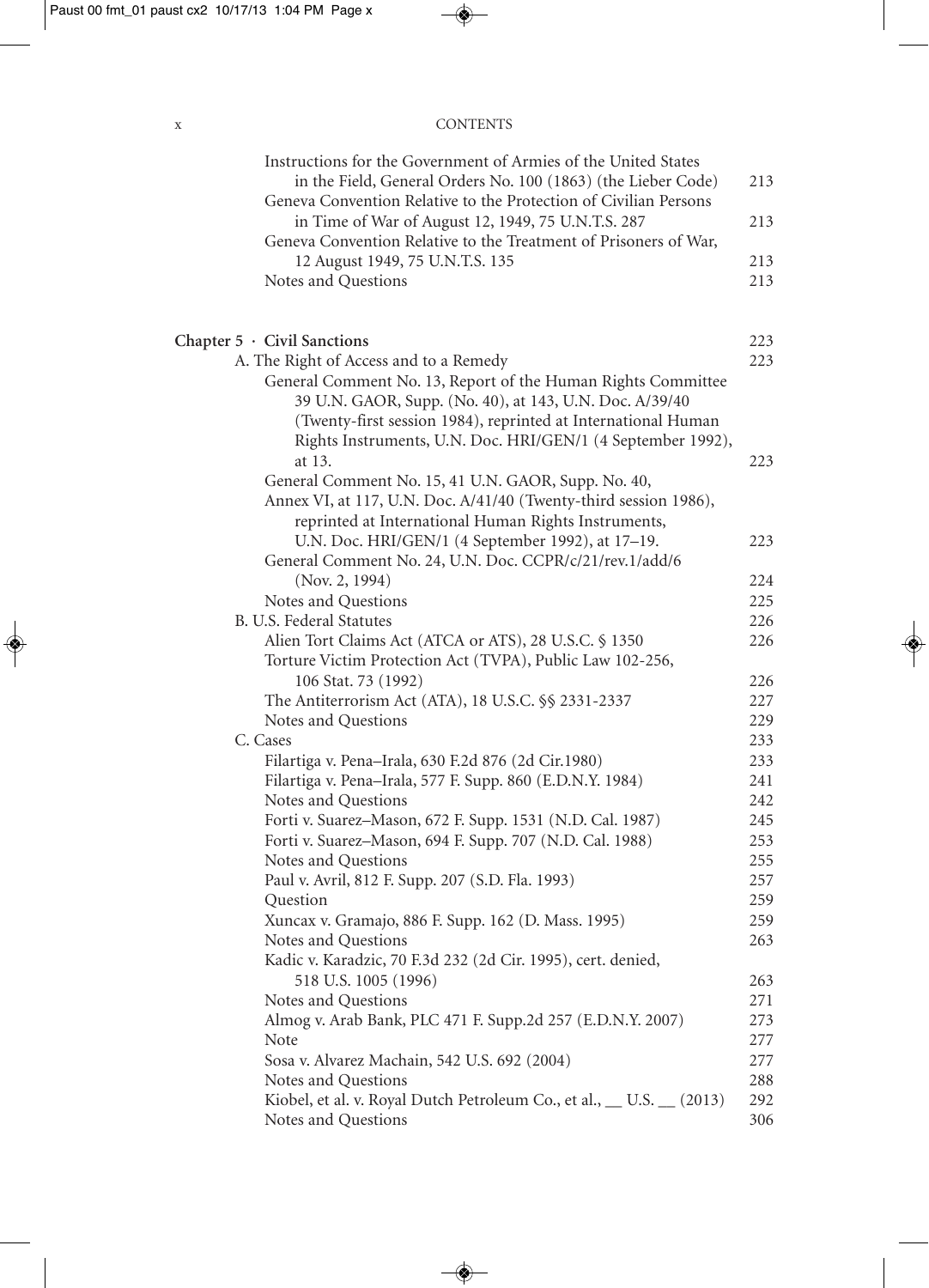Instructions for the Government of Armies of the United States in the Field, General Orders No. 100 (1863) (the Lieber Code) 213
Geneva Convention Relative to the Protection of Civilian Persons in Time of War of August 12, 1949, 75 U.N.T.S. 287 213
Geneva Convention Relative to the Treatment of Prisoners of War, 12 August 1949, 75 U.N.T.S. 135 213
Notes and Questions 213

**Chapter 5 · Civil Sanctions** 223

A. The Right of Access and to a Remedy 223

General Comment No. 13, Report of the Human Rights Committee 39 U.N. GAOR, Supp. (No. 40), at 143, U.N. Doc. A/39/40 (Twenty-first session 1984), reprinted at International Human Rights Instruments, U.N. Doc. HRI/GEN/1 (4 September 1992), at 13. 223
General Comment No. 15, 41 U.N. GAOR, Supp. No. 40, Annex VI, at 117, U.N. Doc. A/41/40 (Twenty-third session 1986), reprinted at International Human Rights Instruments, U.N. Doc. HRI/GEN/1 (4 September 1992), at 17–19. 223
General Comment No. 24, U.N. Doc. CCPR/c/21/rev.1/add/6 (Nov. 2, 1994) 224
Notes and Questions 225

B. U.S. Federal Statutes 226

Alien Tort Claims Act (ATCA or ATS), 28 U.S.C. § 1350 226
Torture Victim Protection Act (TVPA), Public Law 102-256, 106 Stat. 73 (1992) 226
The Antiterrorism Act (ATA), 18 U.S.C. §§ 2331-2337 227
Notes and Questions 229

C. Cases 233

Filartiga v. Pena–Irala, 630 F.2d 876 (2d Cir.1980) 233
Filartiga v. Pena–Irala, 577 F. Supp. 860 (E.D.N.Y. 1984) 241
Notes and Questions 242
Forti v. Suarez–Mason, 672 F. Supp. 1531 (N.D. Cal. 1987) 245
Forti v. Suarez–Mason, 694 F. Supp. 707 (N.D. Cal. 1988) 253
Notes and Questions 255
Paul v. Avril, 812 F. Supp. 207 (S.D. Fla. 1993) 257
Question 259
Xuncax v. Gramajo, 886 F. Supp. 162 (D. Mass. 1995) 259
Notes and Questions 263
Kadic v. Karadzic, 70 F.3d 232 (2d Cir. 1995), cert. denied, 518 U.S. 1005 (1996) 263
Notes and Questions 271
Almog v. Arab Bank, PLC 471 F. Supp.2d 257 (E.D.N.Y. 2007) 273
Note 277
Sosa v. Alvarez Machain, 542 U.S. 692 (2004) 277
Notes and Questions 288
Kiobel, et al. v. Royal Dutch Petroleum Co., et al., __ U.S. __ (2013) 292
Notes and Questions 306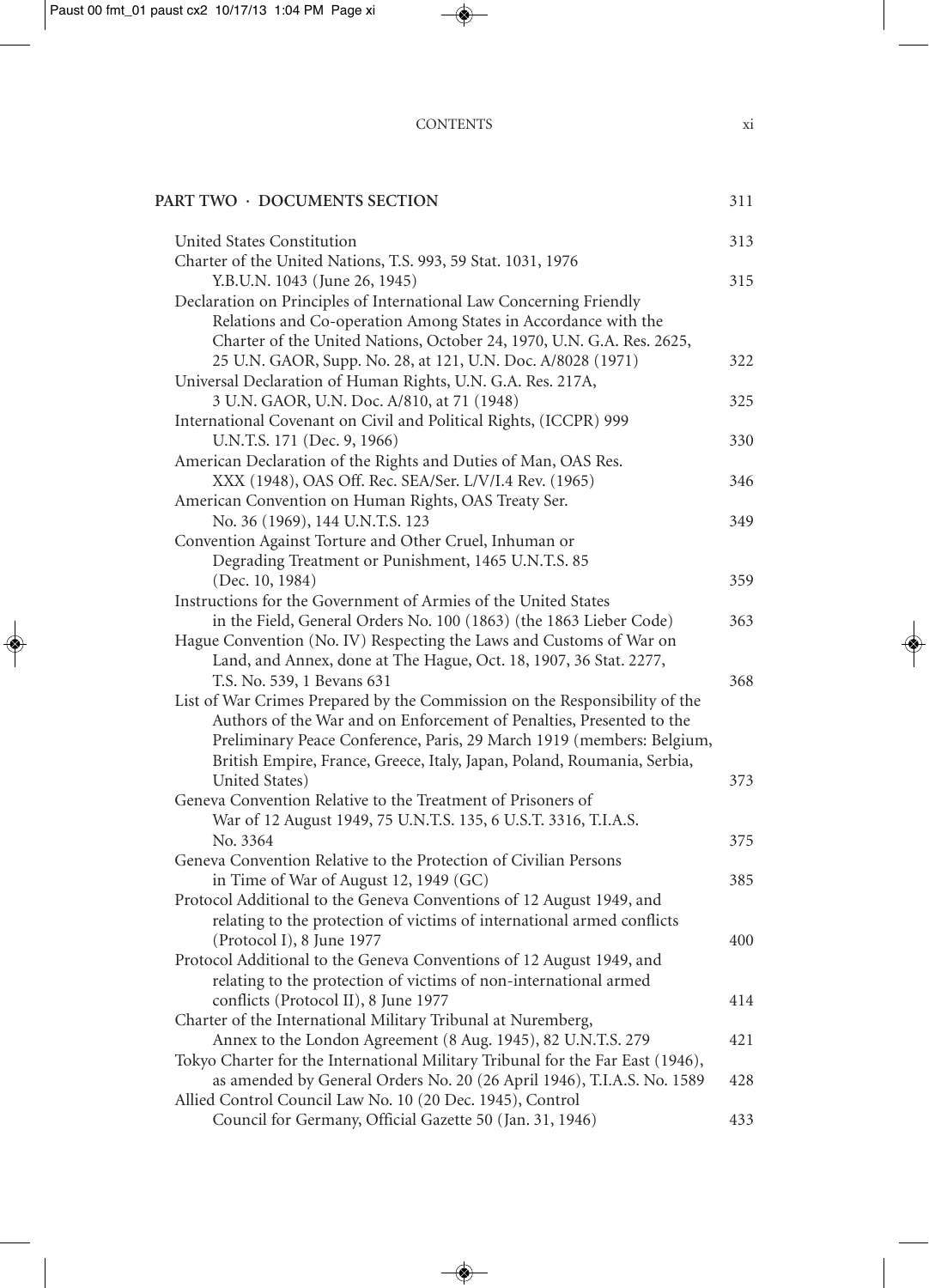## PART TWO · DOCUMENTS SECTION 311

United States Constitution 313

Charter of the United Nations, T.S. 993, 59 Stat. 1031, 1976 Y.B.U.N. 1043 (June 26, 1945) 315

Declaration on Principles of International Law Concerning Friendly Relations and Co-operation Among States in Accordance with the Charter of the United Nations, October 24, 1970, U.N. G.A. Res. 2625, 25 U.N. GAOR, Supp. No. 28, at 121, U.N. Doc. A/8028 (1971) 322

Universal Declaration of Human Rights, U.N. G.A. Res. 217A, 3 U.N. GAOR, U.N. Doc. A/810, at 71 (1948) 325

International Covenant on Civil and Political Rights, (ICCPR) 999 U.N.T.S. 171 (Dec. 9, 1966) 330

American Declaration of the Rights and Duties of Man, OAS Res. XXX (1948), OAS Off. Rec. SEA/Ser. L/V/I.4 Rev. (1965) 346

American Convention on Human Rights, OAS Treaty Ser. No. 36 (1969), 144 U.N.T.S. 123 349

Convention Against Torture and Other Cruel, Inhuman or Degrading Treatment or Punishment, 1465 U.N.T.S. 85 (Dec. 10, 1984) 359

Instructions for the Government of Armies of the United States in the Field, General Orders No. 100 (1863) (the 1863 Lieber Code) 363

Hague Convention (No. IV) Respecting the Laws and Customs of War on Land, and Annex, done at The Hague, Oct. 18, 1907, 36 Stat. 2277, T.S. No. 539, 1 Bevans 631 368

List of War Crimes Prepared by the Commission on the Responsibility of the Authors of the War and on Enforcement of Penalties, Presented to the Preliminary Peace Conference, Paris, 29 March 1919 (members: Belgium, British Empire, France, Greece, Italy, Japan, Poland, Roumania, Serbia, United States) 373

Geneva Convention Relative to the Treatment of Prisoners of War of 12 August 1949, 75 U.N.T.S. 135, 6 U.S.T. 3316, T.I.A.S. No. 3364 375

Geneva Convention Relative to the Protection of Civilian Persons in Time of War of August 12, 1949 (GC) 385

Protocol Additional to the Geneva Conventions of 12 August 1949, and relating to the protection of victims of international armed conflicts (Protocol I), 8 June 1977 400

Protocol Additional to the Geneva Conventions of 12 August 1949, and relating to the protection of victims of non-international armed conflicts (Protocol II), 8 June 1977 414

Charter of the International Military Tribunal at Nuremberg, Annex to the London Agreement (8 Aug. 1945), 82 U.N.T.S. 279 421

Tokyo Charter for the International Military Tribunal for the Far East (1946), as amended by General Orders No. 20 (26 April 1946), T.I.A.S. No. 1589 428

Allied Control Council Law No. 10 (20 Dec. 1945), Control Council for Germany, Official Gazette 50 (Jan. 31, 1946) 433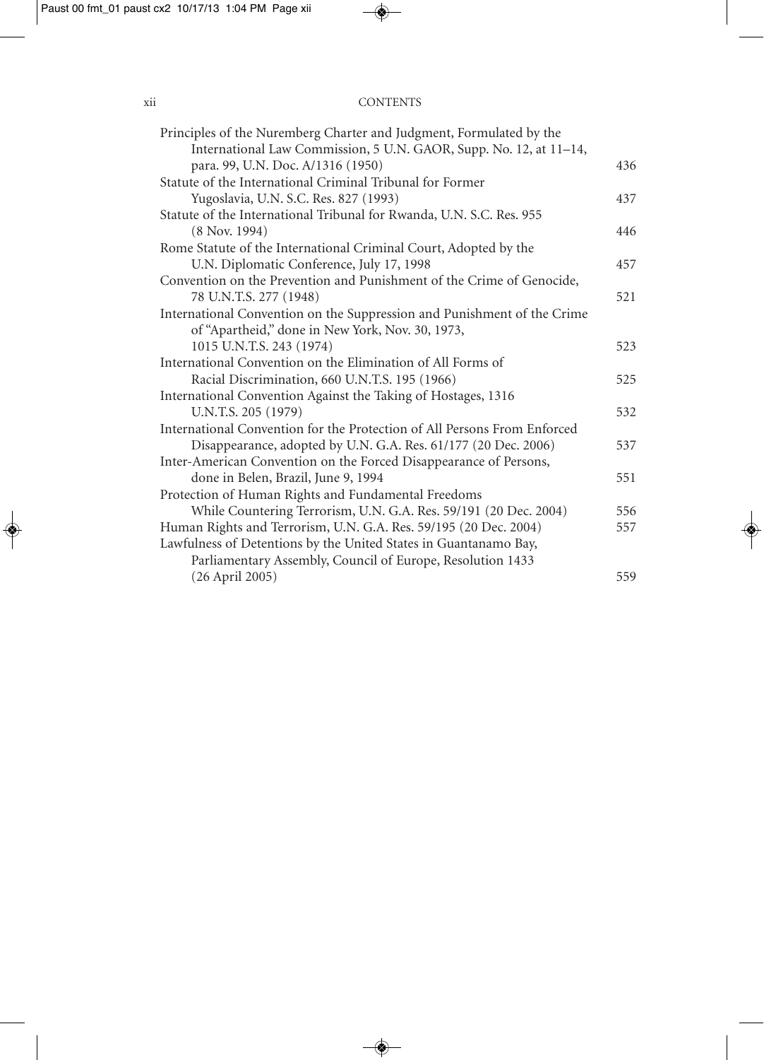Principles of the Nuremberg Charter and Judgment, Formulated by the International Law Commission, 5 U.N. GAOR, Supp. No. 12, at 11–14, para. 99, U.N. Doc. A/1316 (1950) 436

Statute of the International Criminal Tribunal for Former Yugoslavia, U.N. S.C. Res. 827 (1993) 437

Statute of the International Tribunal for Rwanda, U.N. S.C. Res. 955 (8 Nov. 1994) 446

Rome Statute of the International Criminal Court, Adopted by the U.N. Diplomatic Conference, July 17, 1998 457

Convention on the Prevention and Punishment of the Crime of Genocide, 78 U.N.T.S. 277 (1948) 521

International Convention on the Suppression and Punishment of the Crime of "Apartheid," done in New York, Nov. 30, 1973, 1015 U.N.T.S. 243 (1974) 523

International Convention on the Elimination of All Forms of Racial Discrimination, 660 U.N.T.S. 195 (1966) 525

International Convention Against the Taking of Hostages, 1316 U.N.T.S. 205 (1979) 532

International Convention for the Protection of All Persons From Enforced Disappearance, adopted by U.N. G.A. Res. 61/177 (20 Dec. 2006) 537

Inter-American Convention on the Forced Disappearance of Persons, done in Belen, Brazil, June 9, 1994 551

Protection of Human Rights and Fundamental Freedoms While Countering Terrorism, U.N. G.A. Res. 59/191 (20 Dec. 2004) 556

Human Rights and Terrorism, U.N. G.A. Res. 59/195 (20 Dec. 2004) 557

Lawfulness of Detentions by the United States in Guantanamo Bay, Parliamentary Assembly, Council of Europe, Resolution 1433 (26 April 2005) 559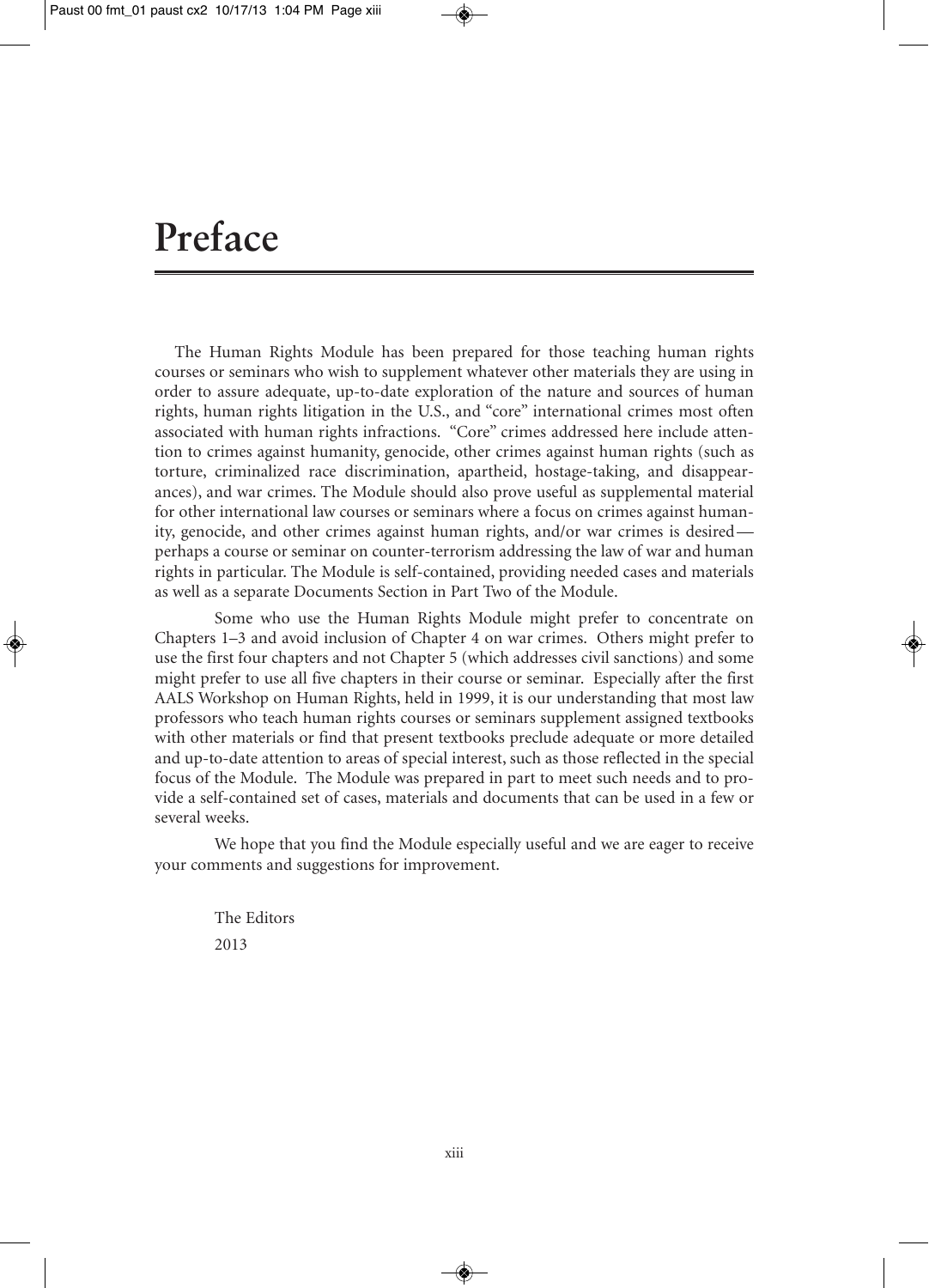# Preface

The Human Rights Module has been prepared for those teaching human rights courses or seminars who wish to supplement whatever other materials they are using in order to assure adequate, up-to-date exploration of the nature and sources of human rights, human rights litigation in the U.S., and "core" international crimes most often associated with human rights infractions. "Core" crimes addressed here include attention to crimes against humanity, genocide, other crimes against human rights (such as torture, criminalized race discrimination, apartheid, hostage-taking, and disappearances), and war crimes. The Module should also prove useful as supplemental material for other international law courses or seminars where a focus on crimes against humanity, genocide, and other crimes against human rights, and/or war crimes is desired— perhaps a course or seminar on counter-terrorism addressing the law of war and human rights in particular. The Module is self-contained, providing needed cases and materials as well as a separate Documents Section in Part Two of the Module.

Some who use the Human Rights Module might prefer to concentrate on Chapters 1–3 and avoid inclusion of Chapter 4 on war crimes. Others might prefer to use the first four chapters and not Chapter 5 (which addresses civil sanctions) and some might prefer to use all five chapters in their course or seminar. Especially after the first AALS Workshop on Human Rights, held in 1999, it is our understanding that most law professors who teach human rights courses or seminars supplement assigned textbooks with other materials or find that present textbooks preclude adequate or more detailed and up-to-date attention to areas of special interest, such as those reflected in the special focus of the Module. The Module was prepared in part to meet such needs and to provide a self-contained set of cases, materials and documents that can be used in a few or several weeks.

We hope that you find the Module especially useful and we are eager to receive your comments and suggestions for improvement.

The Editors

2013